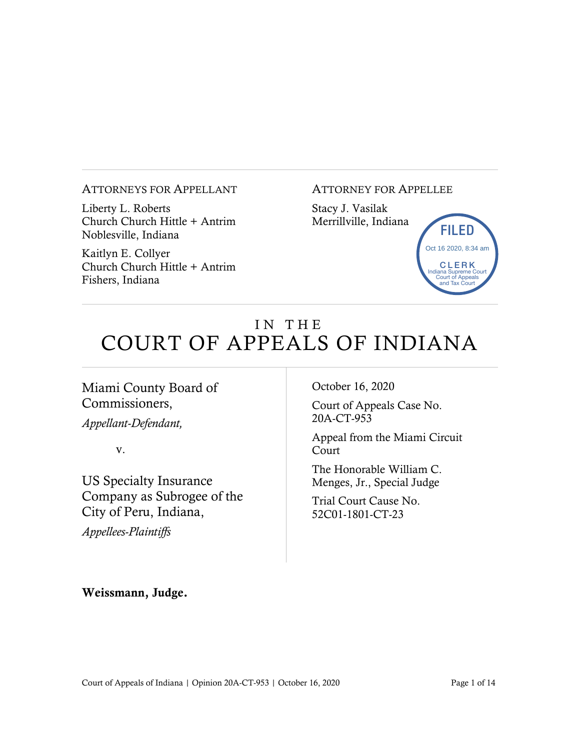ATTORNEYS FOR APPELLANT

Liberty L. Roberts
Church Church Hittle + Antrim
Noblesville, Indiana

Kaitlyn E. Collyer
Church Church Hittle + Antrim
Fishers, Indiana

ATTORNEY FOR APPELLEE

Stacy J. Vasilak
Merrillville, Indiana

FILED
Oct 16 2020, 8:34 am
CLERK
Indiana Supreme Court
Court of Appeals
and Tax Court

# IN THE COURT OF APPEALS OF INDIANA

Miami County Board of Commissioners,
*Appellant-Defendant,*

v.

US Specialty Insurance Company as Subrogee of the City of Peru, Indiana,
*Appellees-Plaintiffs*

October 16, 2020

Court of Appeals Case No. 20A-CT-953

Appeal from the Miami Circuit Court

The Honorable William C. Menges, Jr., Special Judge

Trial Court Cause No. 52C01-1801-CT-23

**Weissmann, Judge.**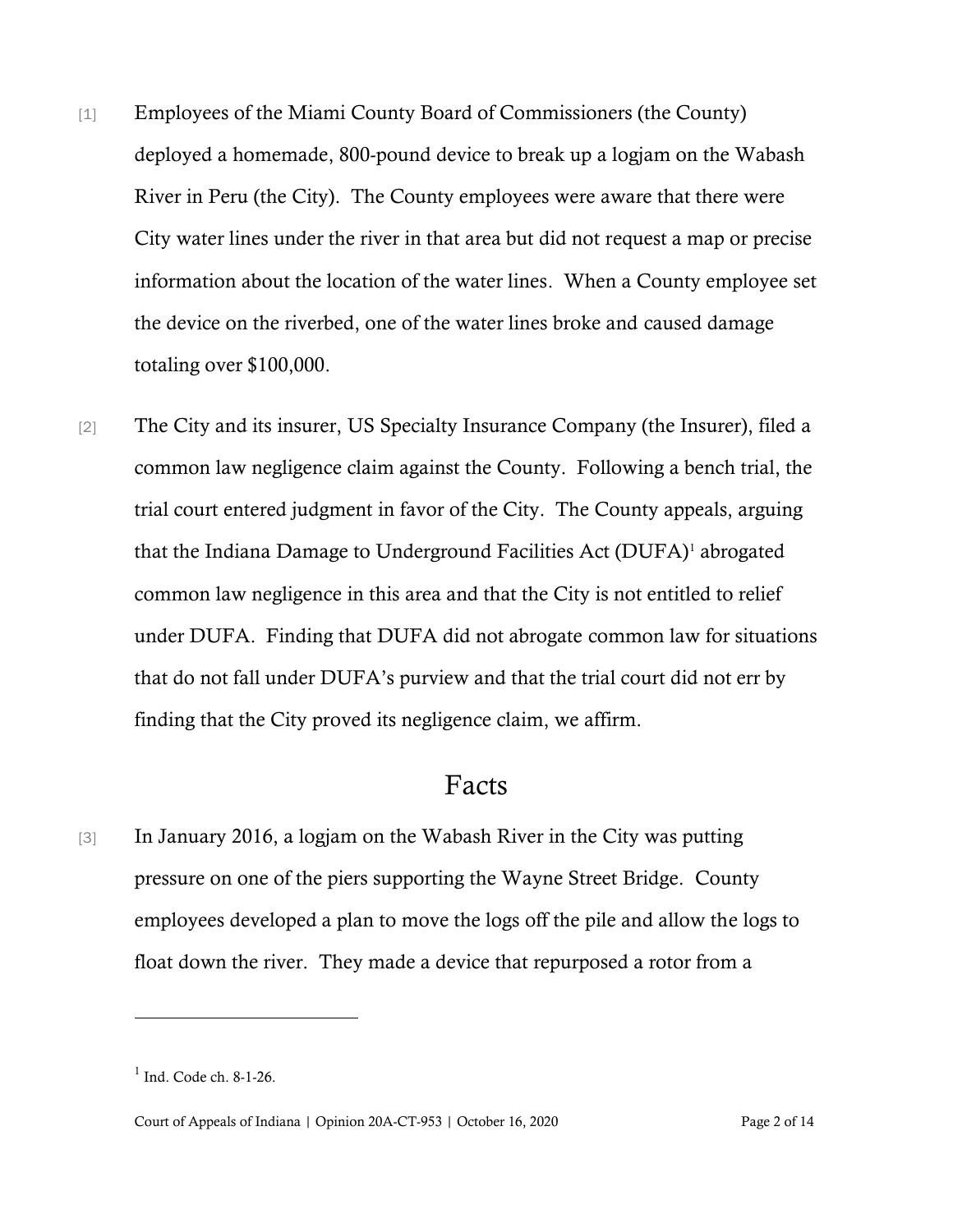[1] Employees of the Miami County Board of Commissioners (the County) deployed a homemade, 800-pound device to break up a logjam on the Wabash River in Peru (the City). The County employees were aware that there were City water lines under the river in that area but did not request a map or precise information about the location of the water lines. When a County employee set the device on the riverbed, one of the water lines broke and caused damage totaling over $100,000.

[2] The City and its insurer, US Specialty Insurance Company (the Insurer), filed a common law negligence claim against the County. Following a bench trial, the trial court entered judgment in favor of the City. The County appeals, arguing that the Indiana Damage to Underground Facilities Act (DUFA)[1] abrogated common law negligence in this area and that the City is not entitled to relief under DUFA. Finding that DUFA did not abrogate common law for situations that do not fall under DUFA's purview and that the trial court did not err by finding that the City proved its negligence claim, we affirm.

## Facts

[3] In January 2016, a logjam on the Wabash River in the City was putting pressure on one of the piers supporting the Wayne Street Bridge. County employees developed a plan to move the logs off the pile and allow the logs to float down the river. They made a device that repurposed a rotor from a

---

[1] Ind. Code ch. 8-1-26.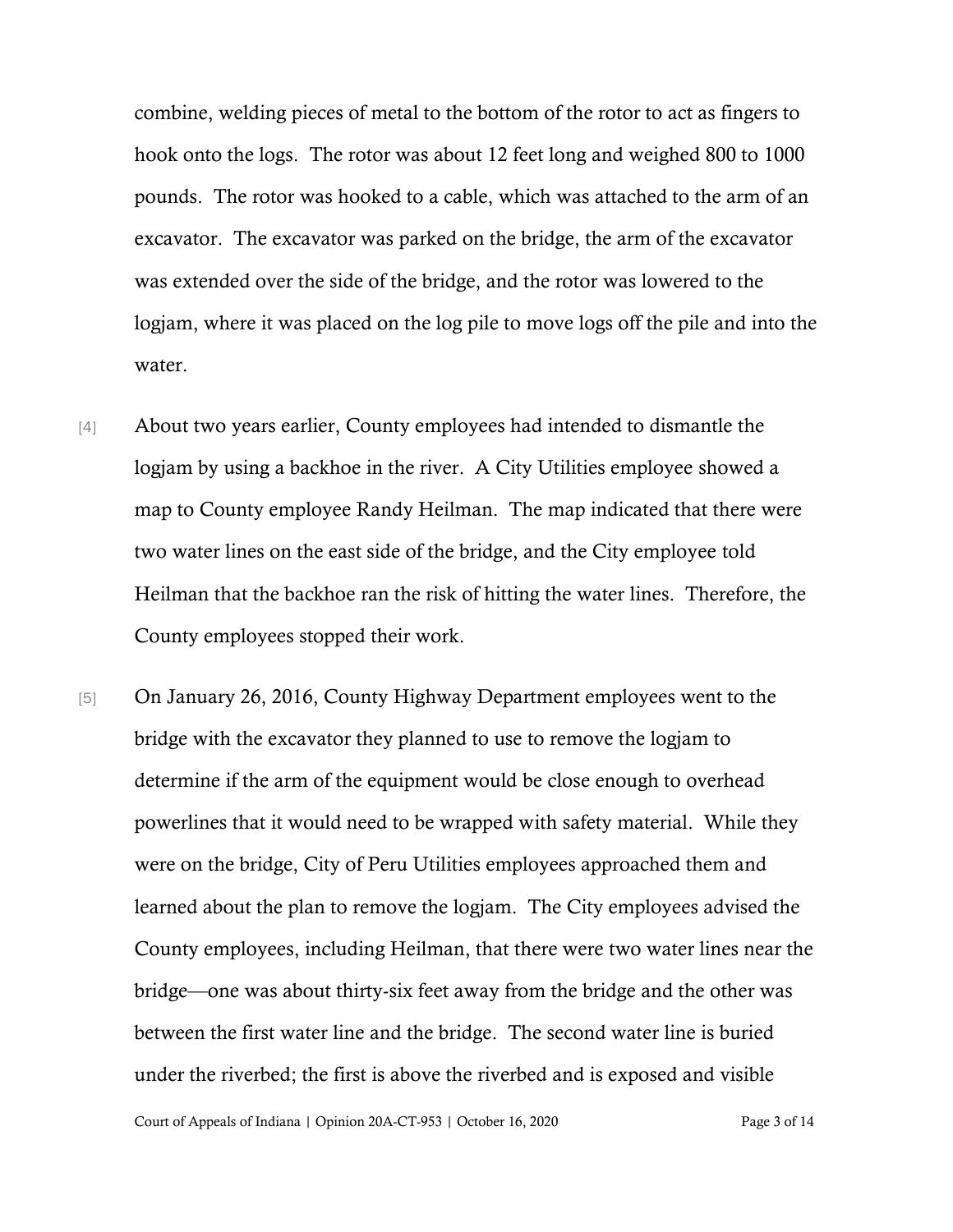combine, welding pieces of metal to the bottom of the rotor to act as fingers to hook onto the logs. The rotor was about 12 feet long and weighed 800 to 1000 pounds. The rotor was hooked to a cable, which was attached to the arm of an excavator. The excavator was parked on the bridge, the arm of the excavator was extended over the side of the bridge, and the rotor was lowered to the logjam, where it was placed on the log pile to move logs off the pile and into the water.

[4] About two years earlier, County employees had intended to dismantle the logjam by using a backhoe in the river. A City Utilities employee showed a map to County employee Randy Heilman. The map indicated that there were two water lines on the east side of the bridge, and the City employee told Heilman that the backhoe ran the risk of hitting the water lines. Therefore, the County employees stopped their work.

[5] On January 26, 2016, County Highway Department employees went to the bridge with the excavator they planned to use to remove the logjam to determine if the arm of the equipment would be close enough to overhead powerlines that it would need to be wrapped with safety material. While they were on the bridge, City of Peru Utilities employees approached them and learned about the plan to remove the logjam. The City employees advised the County employees, including Heilman, that there were two water lines near the bridge—one was about thirty-six feet away from the bridge and the other was between the first water line and the bridge. The second water line is buried under the riverbed; the first is above the riverbed and is exposed and visible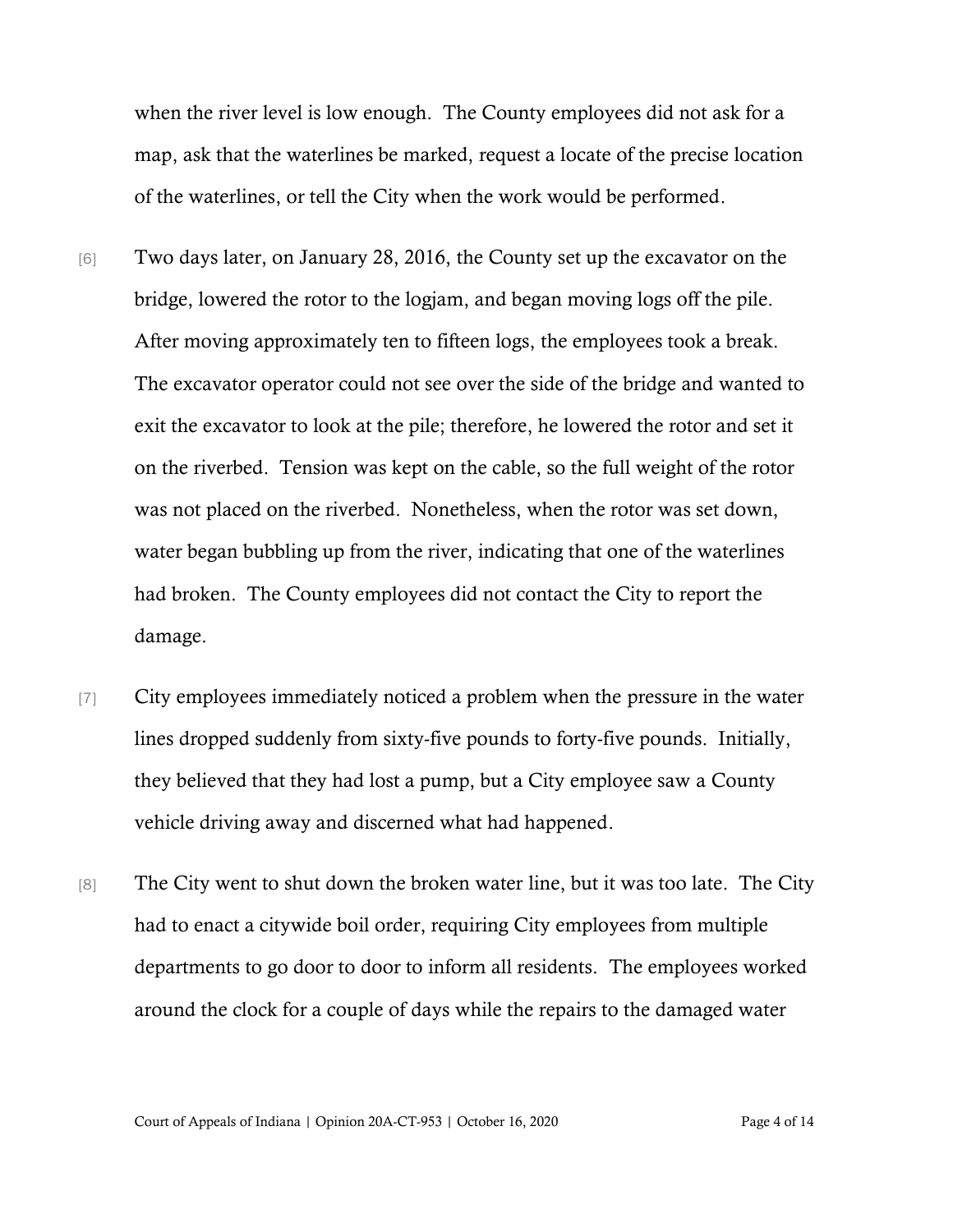when the river level is low enough. The County employees did not ask for a map, ask that the waterlines be marked, request a locate of the precise location of the waterlines, or tell the City when the work would be performed.

[6] Two days later, on January 28, 2016, the County set up the excavator on the bridge, lowered the rotor to the logjam, and began moving logs off the pile. After moving approximately ten to fifteen logs, the employees took a break. The excavator operator could not see over the side of the bridge and wanted to exit the excavator to look at the pile; therefore, he lowered the rotor and set it on the riverbed. Tension was kept on the cable, so the full weight of the rotor was not placed on the riverbed. Nonetheless, when the rotor was set down, water began bubbling up from the river, indicating that one of the waterlines had broken. The County employees did not contact the City to report the damage.

[7] City employees immediately noticed a problem when the pressure in the water lines dropped suddenly from sixty-five pounds to forty-five pounds. Initially, they believed that they had lost a pump, but a City employee saw a County vehicle driving away and discerned what had happened.

[8] The City went to shut down the broken water line, but it was too late. The City had to enact a citywide boil order, requiring City employees from multiple departments to go door to door to inform all residents. The employees worked around the clock for a couple of days while the repairs to the damaged water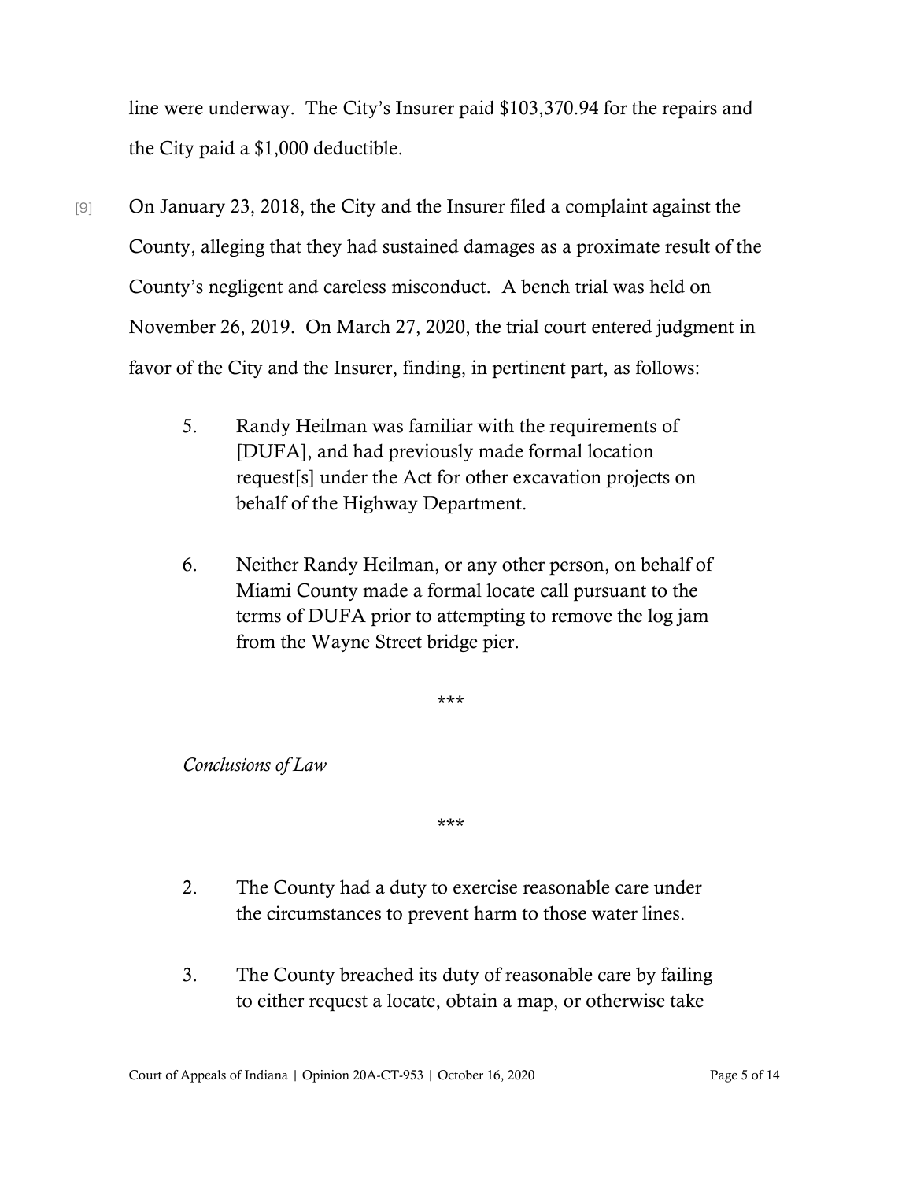line were underway. The City's Insurer paid $103,370.94 for the repairs and the City paid a $1,000 deductible.

[9] On January 23, 2018, the City and the Insurer filed a complaint against the County, alleging that they had sustained damages as a proximate result of the County's negligent and careless misconduct. A bench trial was held on November 26, 2019. On March 27, 2020, the trial court entered judgment in favor of the City and the Insurer, finding, in pertinent part, as follows:

> 5. Randy Heilman was familiar with the requirements of [DUFA], and had previously made formal location request[s] under the Act for other excavation projects on behalf of the Highway Department.
>
> 6. Neither Randy Heilman, or any other person, on behalf of Miami County made a formal locate call pursuant to the terms of DUFA prior to attempting to remove the log jam from the Wayne Street bridge pier.
>
> \*\*\*
>
> *Conclusions of Law*
>
> \*\*\*
>
> 2. The County had a duty to exercise reasonable care under the circumstances to prevent harm to those water lines.
>
> 3. The County breached its duty of reasonable care by failing to either request a locate, obtain a map, or otherwise take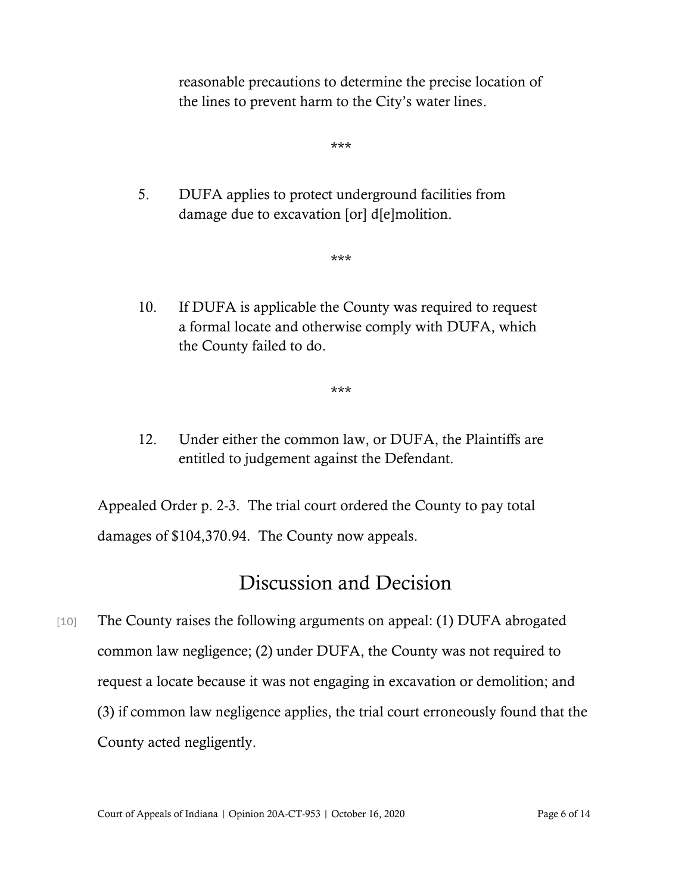> reasonable precautions to determine the precise location of the lines to prevent harm to the City's water lines.
>
> ***
>
> 5. DUFA applies to protect underground facilities from damage due to excavation [or] d[e]molition.
>
> ***
>
> 10. If DUFA is applicable the County was required to request a formal locate and otherwise comply with DUFA, which the County failed to do.
>
> ***
>
> 12. Under either the common law, or DUFA, the Plaintiffs are entitled to judgement against the Defendant.

Appealed Order p. 2-3. The trial court ordered the County to pay total damages of $104,370.94. The County now appeals.

# Discussion and Decision

[10] The County raises the following arguments on appeal: (1) DUFA abrogated common law negligence; (2) under DUFA, the County was not required to request a locate because it was not engaging in excavation or demolition; and (3) if common law negligence applies, the trial court erroneously found that the County acted negligently.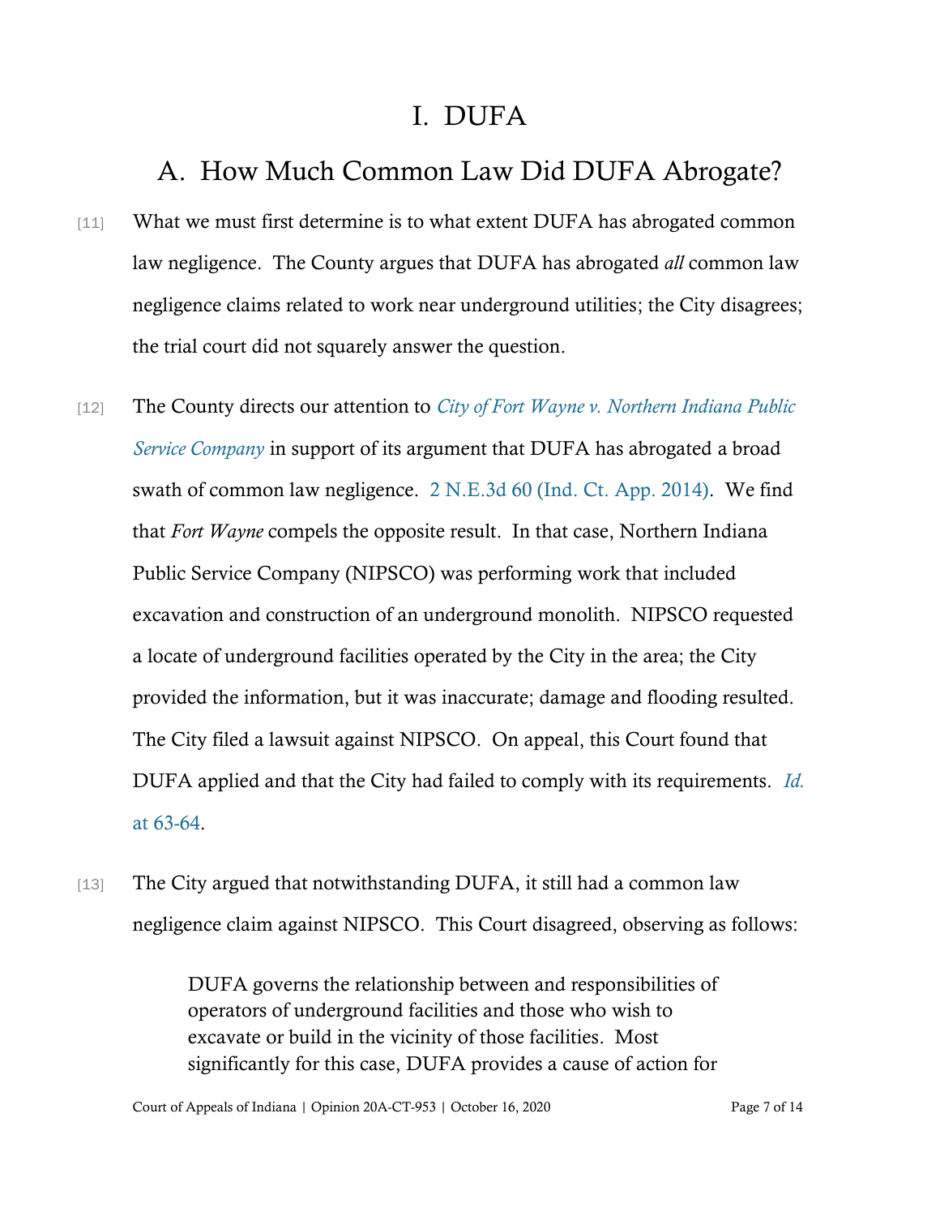# I. DUFA

## A. How Much Common Law Did DUFA Abrogate?

[11] What we must first determine is to what extent DUFA has abrogated common law negligence. The County argues that DUFA has abrogated *all* common law negligence claims related to work near underground utilities; the City disagrees; the trial court did not squarely answer the question.

[12] The County directs our attention to *City of Fort Wayne v. Northern Indiana Public Service Company* in support of its argument that DUFA has abrogated a broad swath of common law negligence. 2 N.E.3d 60 (Ind. Ct. App. 2014). We find that *Fort Wayne* compels the opposite result. In that case, Northern Indiana Public Service Company (NIPSCO) was performing work that included excavation and construction of an underground monolith. NIPSCO requested a locate of underground facilities operated by the City in the area; the City provided the information, but it was inaccurate; damage and flooding resulted. The City filed a lawsuit against NIPSCO. On appeal, this Court found that DUFA applied and that the City had failed to comply with its requirements. *Id.* at 63-64.

[13] The City argued that notwithstanding DUFA, it still had a common law negligence claim against NIPSCO. This Court disagreed, observing as follows:

> DUFA governs the relationship between and responsibilities of operators of underground facilities and those who wish to excavate or build in the vicinity of those facilities. Most significantly for this case, DUFA provides a cause of action for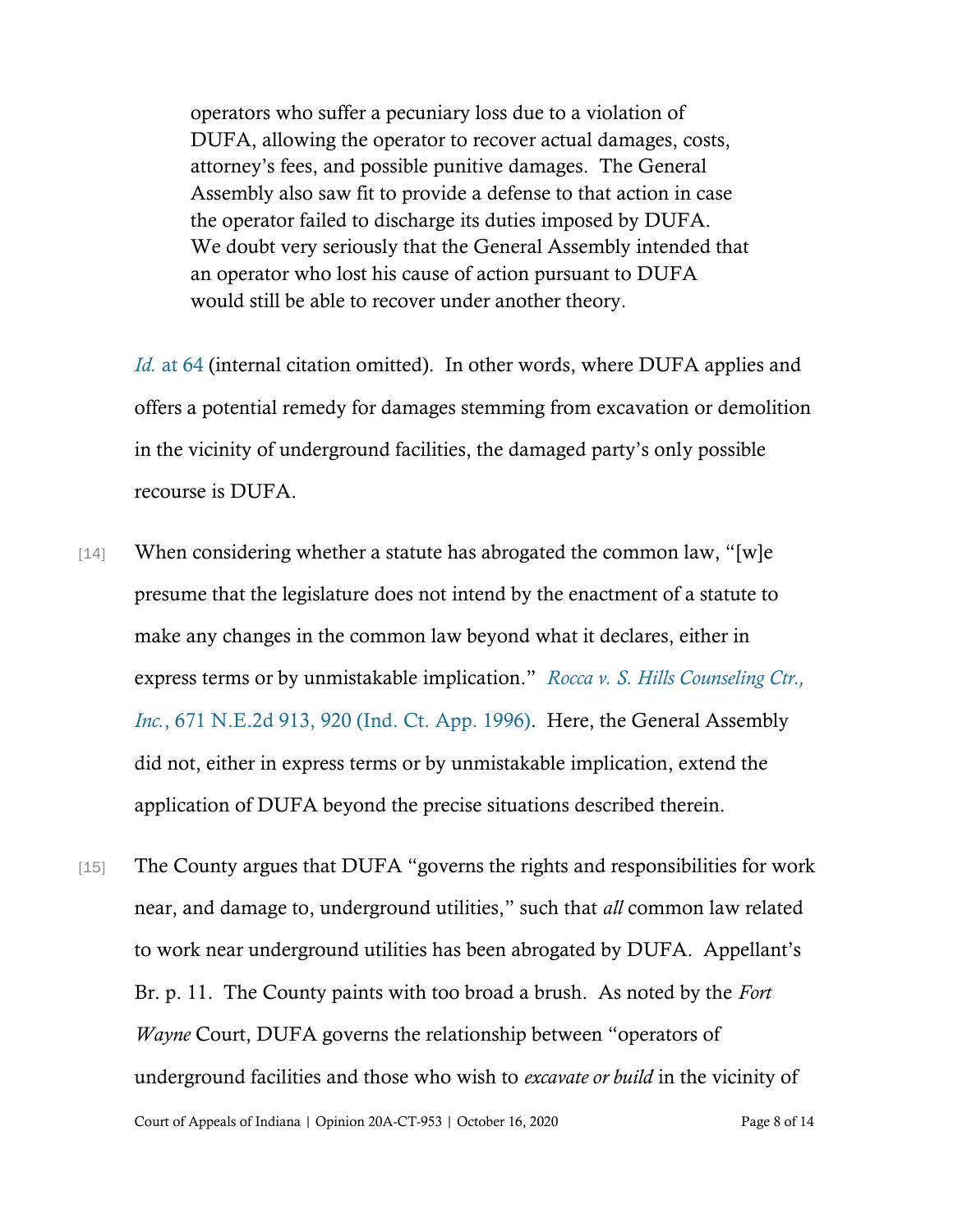> operators who suffer a pecuniary loss due to a violation of DUFA, allowing the operator to recover actual damages, costs, attorney's fees, and possible punitive damages. The General Assembly also saw fit to provide a defense to that action in case the operator failed to discharge its duties imposed by DUFA. We doubt very seriously that the General Assembly intended that an operator who lost his cause of action pursuant to DUFA would still be able to recover under another theory.

*Id.* at 64 (internal citation omitted). In other words, where DUFA applies and offers a potential remedy for damages stemming from excavation or demolition in the vicinity of underground facilities, the damaged party's only possible recourse is DUFA.

[14] When considering whether a statute has abrogated the common law, "[w]e presume that the legislature does not intend by the enactment of a statute to make any changes in the common law beyond what it declares, either in express terms or by unmistakable implication." *Rocca v. S. Hills Counseling Ctr., Inc.*, 671 N.E.2d 913, 920 (Ind. Ct. App. 1996). Here, the General Assembly did not, either in express terms or by unmistakable implication, extend the application of DUFA beyond the precise situations described therein.

[15] The County argues that DUFA "governs the rights and responsibilities for work near, and damage to, underground utilities," such that *all* common law related to work near underground utilities has been abrogated by DUFA. Appellant's Br. p. 11. The County paints with too broad a brush. As noted by the *Fort Wayne* Court, DUFA governs the relationship between "operators of underground facilities and those who wish to *excavate or build* in the vicinity of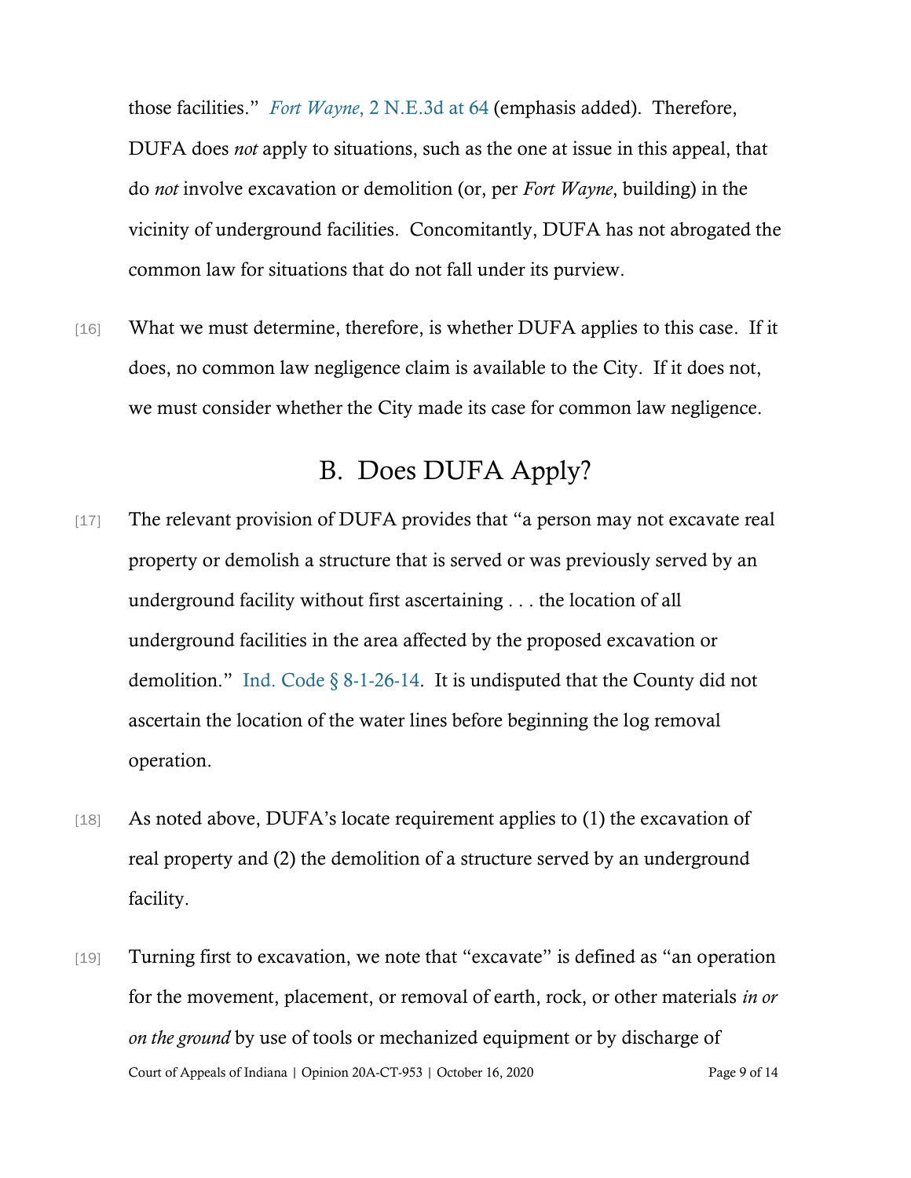those facilities." *Fort Wayne*, 2 N.E.3d at 64 (emphasis added). Therefore, DUFA does *not* apply to situations, such as the one at issue in this appeal, that do *not* involve excavation or demolition (or, per *Fort Wayne*, building) in the vicinity of underground facilities. Concomitantly, DUFA has not abrogated the common law for situations that do not fall under its purview.

[16] What we must determine, therefore, is whether DUFA applies to this case. If it does, no common law negligence claim is available to the City. If it does not, we must consider whether the City made its case for common law negligence.

## B. Does DUFA Apply?

[17] The relevant provision of DUFA provides that "a person may not excavate real property or demolish a structure that is served or was previously served by an underground facility without first ascertaining . . . the location of all underground facilities in the area affected by the proposed excavation or demolition." Ind. Code § 8-1-26-14. It is undisputed that the County did not ascertain the location of the water lines before beginning the log removal operation.

[18] As noted above, DUFA's locate requirement applies to (1) the excavation of real property and (2) the demolition of a structure served by an underground facility.

[19] Turning first to excavation, we note that "excavate" is defined as "an operation for the movement, placement, or removal of earth, rock, or other materials *in or on the ground* by use of tools or mechanized equipment or by discharge of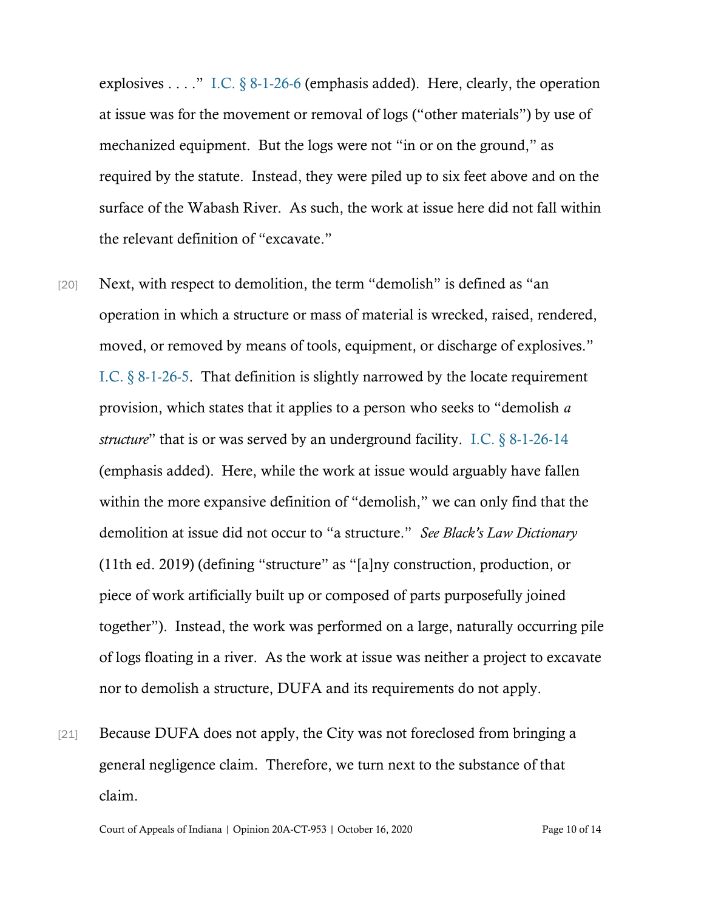explosives . . . ." I.C. § 8-1-26-6 (emphasis added). Here, clearly, the operation at issue was for the movement or removal of logs ("other materials") by use of mechanized equipment. But the logs were not "in or on the ground," as required by the statute. Instead, they were piled up to six feet above and on the surface of the Wabash River. As such, the work at issue here did not fall within the relevant definition of "excavate."

[20] Next, with respect to demolition, the term "demolish" is defined as "an operation in which a structure or mass of material is wrecked, raised, rendered, moved, or removed by means of tools, equipment, or discharge of explosives." I.C. § 8-1-26-5. That definition is slightly narrowed by the locate requirement provision, which states that it applies to a person who seeks to "demolish *a structure*" that is or was served by an underground facility. I.C. § 8-1-26-14 (emphasis added). Here, while the work at issue would arguably have fallen within the more expansive definition of "demolish," we can only find that the demolition at issue did not occur to "a structure." *See Black's Law Dictionary* (11th ed. 2019) (defining "structure" as "[a]ny construction, production, or piece of work artificially built up or composed of parts purposefully joined together"). Instead, the work was performed on a large, naturally occurring pile of logs floating in a river. As the work at issue was neither a project to excavate nor to demolish a structure, DUFA and its requirements do not apply.

[21] Because DUFA does not apply, the City was not foreclosed from bringing a general negligence claim. Therefore, we turn next to the substance of that claim.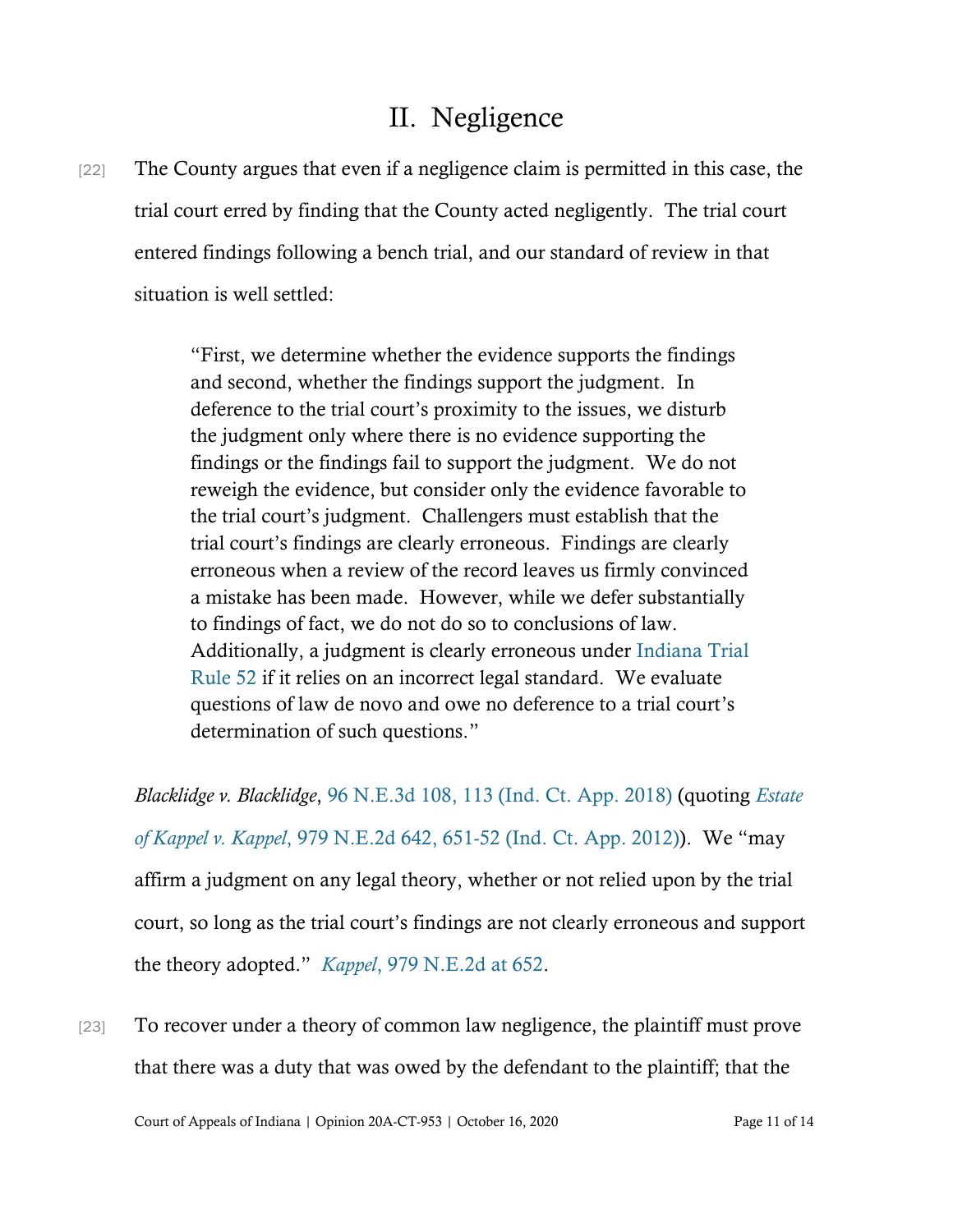## II. Negligence

[22] The County argues that even if a negligence claim is permitted in this case, the trial court erred by finding that the County acted negligently. The trial court entered findings following a bench trial, and our standard of review in that situation is well settled:

> "First, we determine whether the evidence supports the findings and second, whether the findings support the judgment. In deference to the trial court's proximity to the issues, we disturb the judgment only where there is no evidence supporting the findings or the findings fail to support the judgment. We do not reweigh the evidence, but consider only the evidence favorable to the trial court's judgment. Challengers must establish that the trial court's findings are clearly erroneous. Findings are clearly erroneous when a review of the record leaves us firmly convinced a mistake has been made. However, while we defer substantially to findings of fact, we do not do so to conclusions of law. Additionally, a judgment is clearly erroneous under Indiana Trial Rule 52 if it relies on an incorrect legal standard. We evaluate questions of law de novo and owe no deference to a trial court's determination of such questions."

*Blacklidge v. Blacklidge*, 96 N.E.3d 108, 113 (Ind. Ct. App. 2018) (quoting *Estate of Kappel v. Kappel*, 979 N.E.2d 642, 651-52 (Ind. Ct. App. 2012)). We "may affirm a judgment on any legal theory, whether or not relied upon by the trial court, so long as the trial court's findings are not clearly erroneous and support the theory adopted." *Kappel*, 979 N.E.2d at 652.

[23] To recover under a theory of common law negligence, the plaintiff must prove that there was a duty that was owed by the defendant to the plaintiff; that the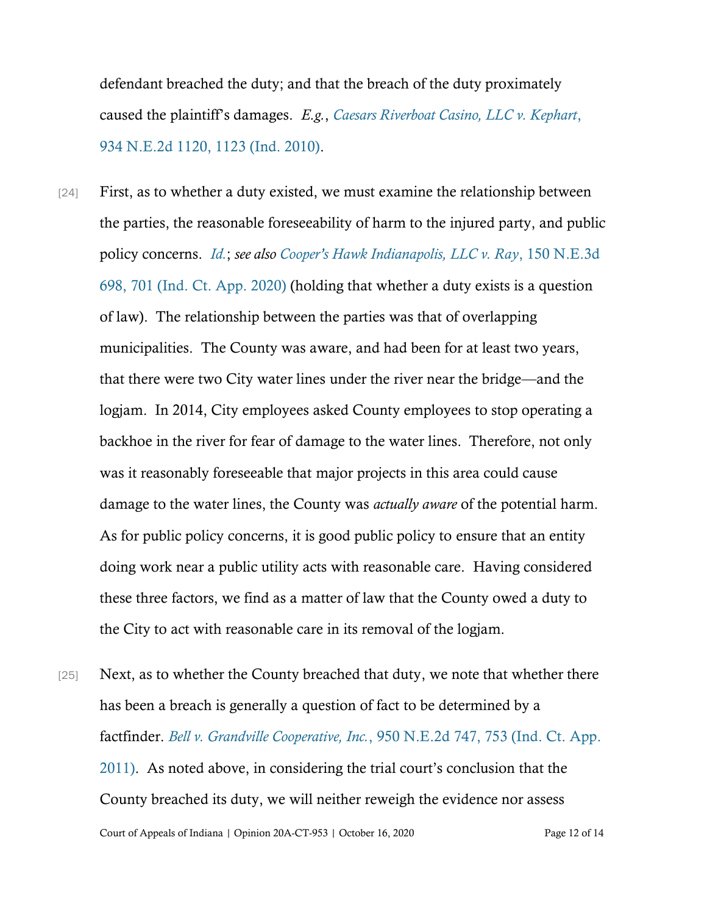defendant breached the duty; and that the breach of the duty proximately caused the plaintiff's damages. *E.g.*, *Caesars Riverboat Casino, LLC v. Kephart*, 934 N.E.2d 1120, 1123 (Ind. 2010).

[24] First, as to whether a duty existed, we must examine the relationship between the parties, the reasonable foreseeability of harm to the injured party, and public policy concerns. *Id.*; *see also* *Cooper's Hawk Indianapolis, LLC v. Ray*, 150 N.E.3d 698, 701 (Ind. Ct. App. 2020) (holding that whether a duty exists is a question of law). The relationship between the parties was that of overlapping municipalities. The County was aware, and had been for at least two years, that there were two City water lines under the river near the bridge—and the logjam. In 2014, City employees asked County employees to stop operating a backhoe in the river for fear of damage to the water lines. Therefore, not only was it reasonably foreseeable that major projects in this area could cause damage to the water lines, the County was *actually aware* of the potential harm. As for public policy concerns, it is good public policy to ensure that an entity doing work near a public utility acts with reasonable care. Having considered these three factors, we find as a matter of law that the County owed a duty to the City to act with reasonable care in its removal of the logjam.

[25] Next, as to whether the County breached that duty, we note that whether there has been a breach is generally a question of fact to be determined by a factfinder. *Bell v. Grandville Cooperative, Inc.*, 950 N.E.2d 747, 753 (Ind. Ct. App. 2011). As noted above, in considering the trial court's conclusion that the County breached its duty, we will neither reweigh the evidence nor assess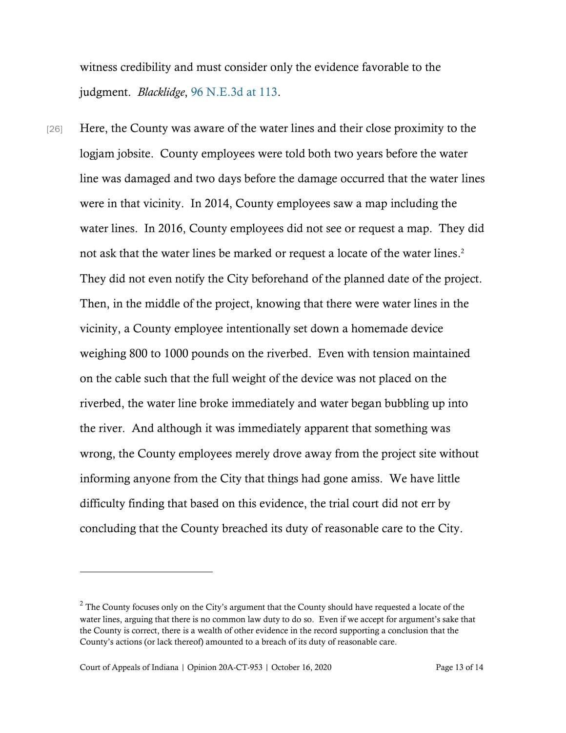witness credibility and must consider only the evidence favorable to the judgment. *Blacklidge*, 96 N.E.3d at 113.

[26] Here, the County was aware of the water lines and their close proximity to the logjam jobsite. County employees were told both two years before the water line was damaged and two days before the damage occurred that the water lines were in that vicinity. In 2014, County employees saw a map including the water lines. In 2016, County employees did not see or request a map. They did not ask that the water lines be marked or request a locate of the water lines.[2] They did not even notify the City beforehand of the planned date of the project. Then, in the middle of the project, knowing that there were water lines in the vicinity, a County employee intentionally set down a homemade device weighing 800 to 1000 pounds on the riverbed. Even with tension maintained on the cable such that the full weight of the device was not placed on the riverbed, the water line broke immediately and water began bubbling up into the river. And although it was immediately apparent that something was wrong, the County employees merely drove away from the project site without informing anyone from the City that things had gone amiss. We have little difficulty finding that based on this evidence, the trial court did not err by concluding that the County breached its duty of reasonable care to the City.

---

[2] The County focuses only on the City's argument that the County should have requested a locate of the water lines, arguing that there is no common law duty to do so. Even if we accept for argument's sake that the County is correct, there is a wealth of other evidence in the record supporting a conclusion that the County's actions (or lack thereof) amounted to a breach of its duty of reasonable care.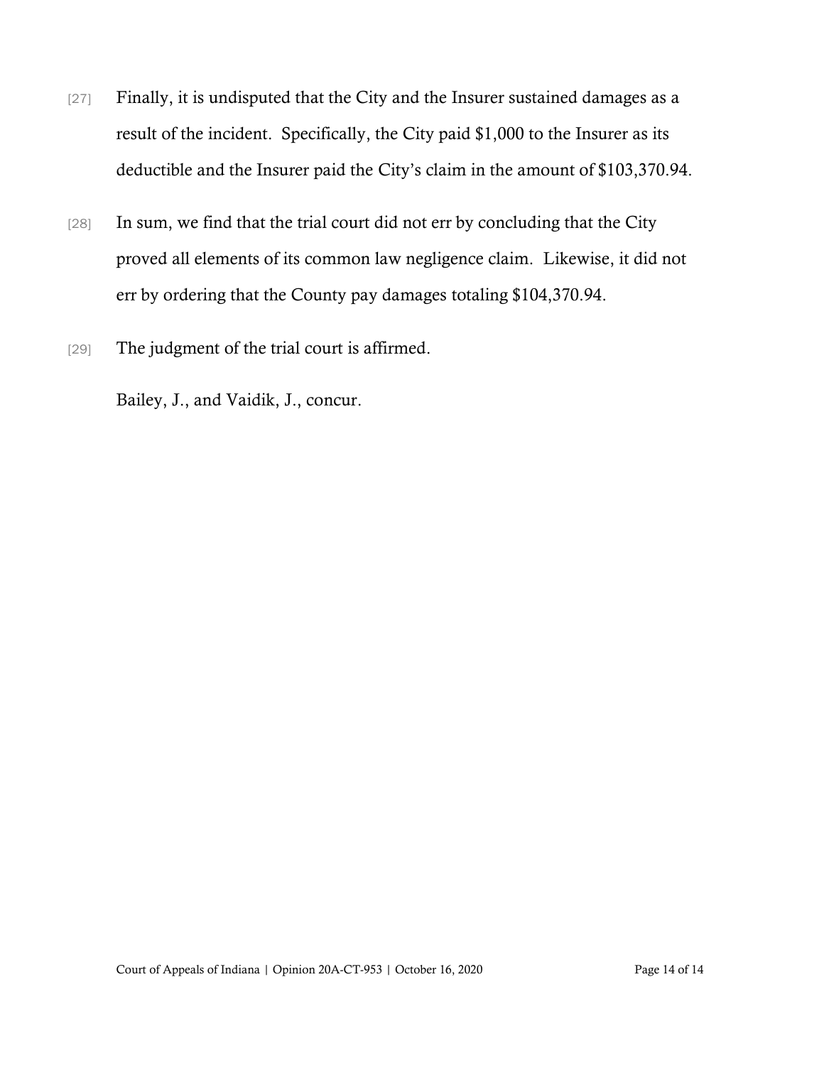[27] Finally, it is undisputed that the City and the Insurer sustained damages as a result of the incident. Specifically, the City paid $1,000 to the Insurer as its deductible and the Insurer paid the City's claim in the amount of $103,370.94.

[28] In sum, we find that the trial court did not err by concluding that the City proved all elements of its common law negligence claim. Likewise, it did not err by ordering that the County pay damages totaling $104,370.94.

[29] The judgment of the trial court is affirmed.

Bailey, J., and Vaidik, J., concur.